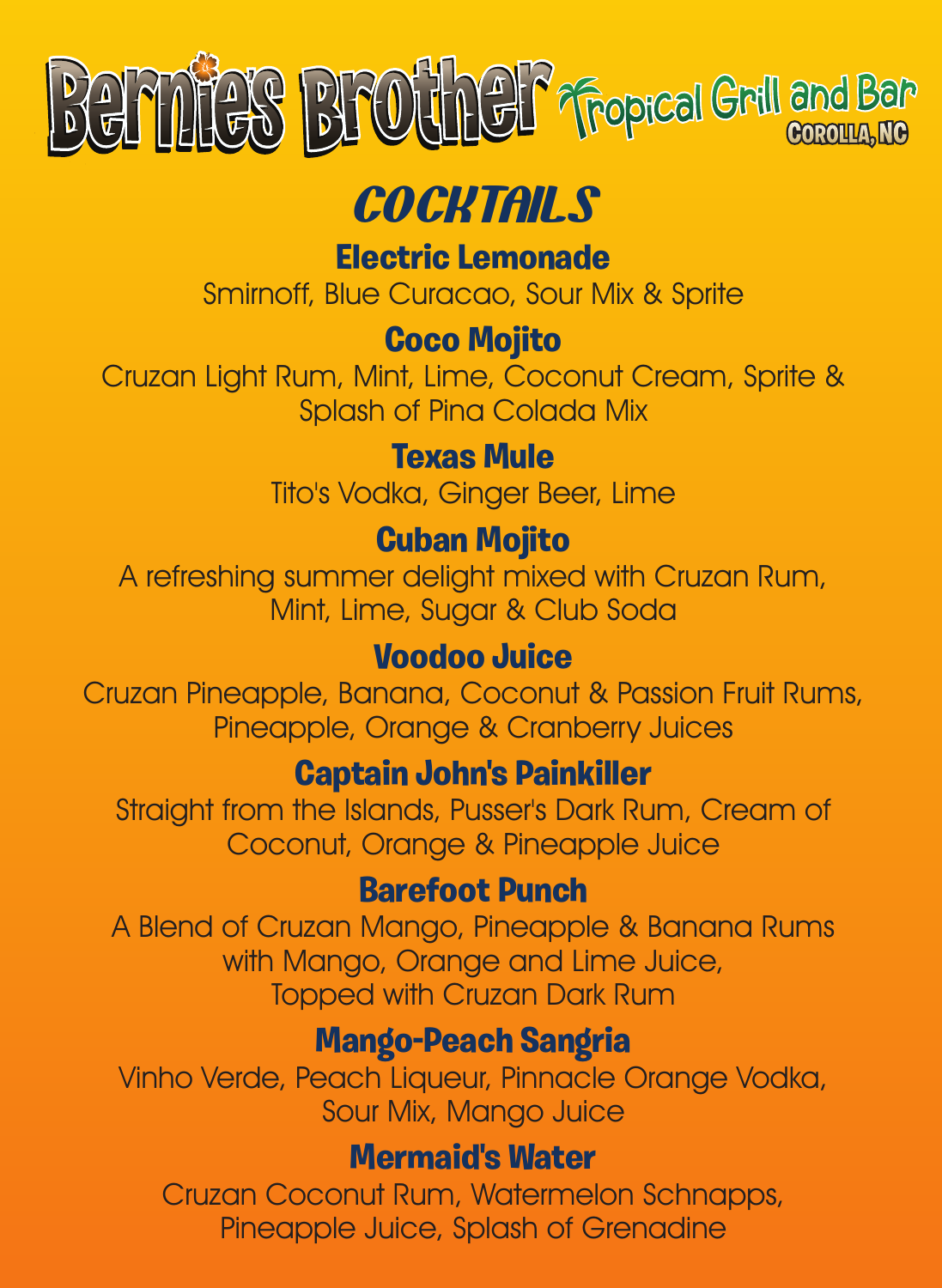# Bernie's Brother Tropical Grill and Bar

COROLLA, NC

## COCKTAILS

### Electric Lemonade
Smirnoff, Blue Curacao, Sour Mix & Sprite

### Coco Mojito
Cruzan Light Rum, Mint, Lime, Coconut Cream, Sprite & Splash of Pina Colada Mix

### Texas Mule
Tito's Vodka, Ginger Beer, Lime

### Cuban Mojito
A refreshing summer delight mixed with Cruzan Rum, Mint, Lime, Sugar & Club Soda

### Voodoo Juice
Cruzan Pineapple, Banana, Coconut & Passion Fruit Rums, Pineapple, Orange & Cranberry Juices

### Captain John's Painkiller
Straight from the Islands, Pusser's Dark Rum, Cream of Coconut, Orange & Pineapple Juice

### Barefoot Punch
A Blend of Cruzan Mango, Pineapple & Banana Rums with Mango, Orange and Lime Juice, Topped with Cruzan Dark Rum

### Mango-Peach Sangria
Vinho Verde, Peach Liqueur, Pinnacle Orange Vodka, Sour Mix, Mango Juice

### Mermaid's Water
Cruzan Coconut Rum, Watermelon Schnapps, Pineapple Juice, Splash of Grenadine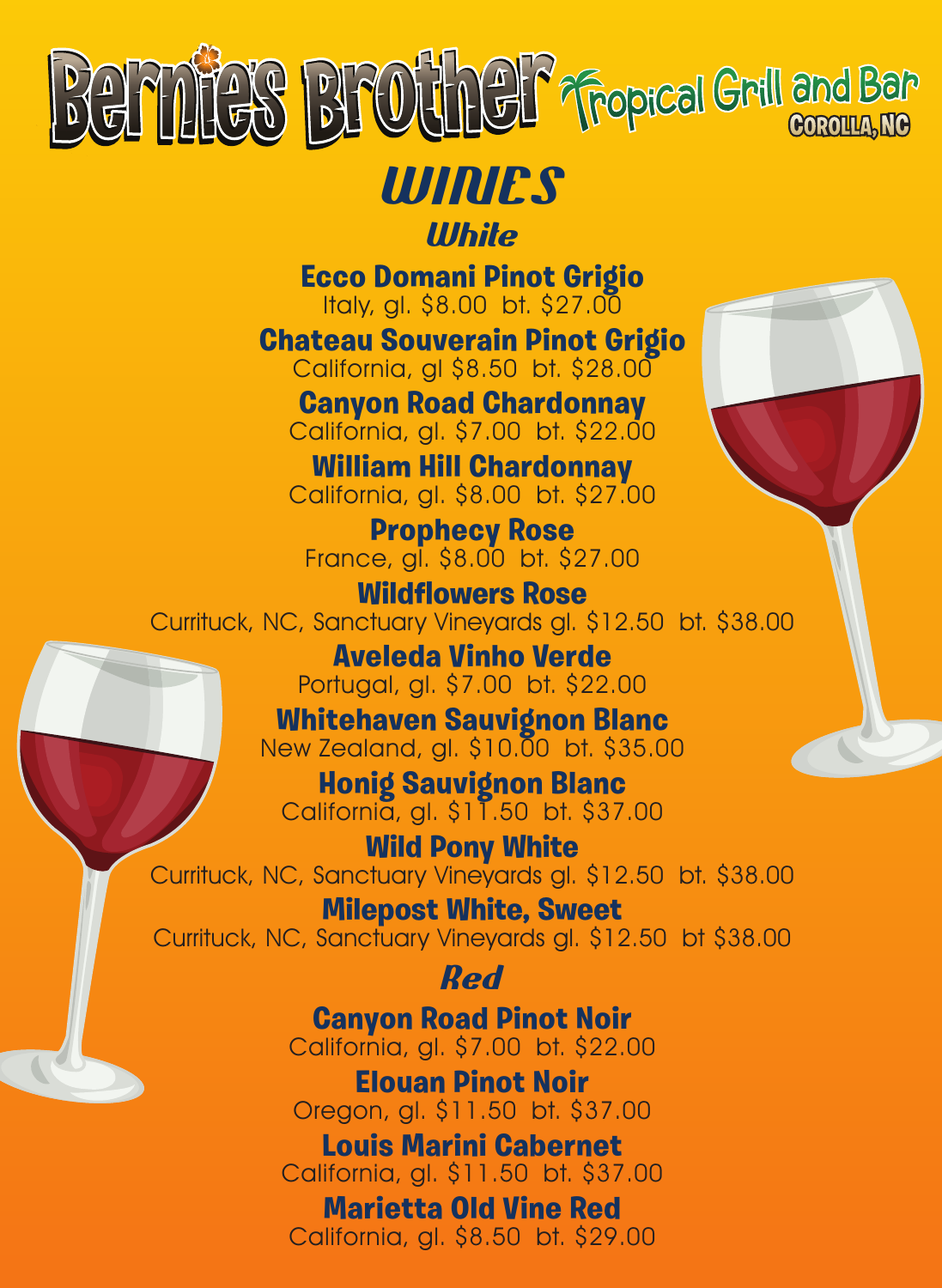# Bernie's Brother Tropical Grill and Bar

Corolla, NC

## WINES

### White

**Ecco Domani Pinot Grigio**
Italy, gl. $8.00 bt. $27.00

**Chateau Souverain Pinot Grigio**
California, gl $8.50 bt. $28.00

**Canyon Road Chardonnay**
California, gl. $7.00 bt. $22.00

**William Hill Chardonnay**
California, gl. $8.00 bt. $27.00

**Prophecy Rose**
France, gl. $8.00 bt. $27.00

**Wildflowers Rose**
Currituck, NC, Sanctuary Vineyards gl. $12.50 bt. $38.00

**Aveleda Vinho Verde**
Portugal, gl. $7.00 bt. $22.00

**Whitehaven Sauvignon Blanc**
New Zealand, gl. $10.00 bt. $35.00

**Honig Sauvignon Blanc**
California, gl. $11.50 bt. $37.00

**Wild Pony White**
Currituck, NC, Sanctuary Vineyards gl. $12.50 bt. $38.00

**Milepost White, Sweet**
Currituck, NC, Sanctuary Vineyards gl. $12.50 bt $38.00

### Red

**Canyon Road Pinot Noir**
California, gl. $7.00 bt. $22.00

**Elouan Pinot Noir**
Oregon, gl. $11.50 bt. $37.00

**Louis Marini Cabernet**
California, gl. $11.50 bt. $37.00

**Marietta Old Vine Red**
California, gl. $8.50 bt. $29.00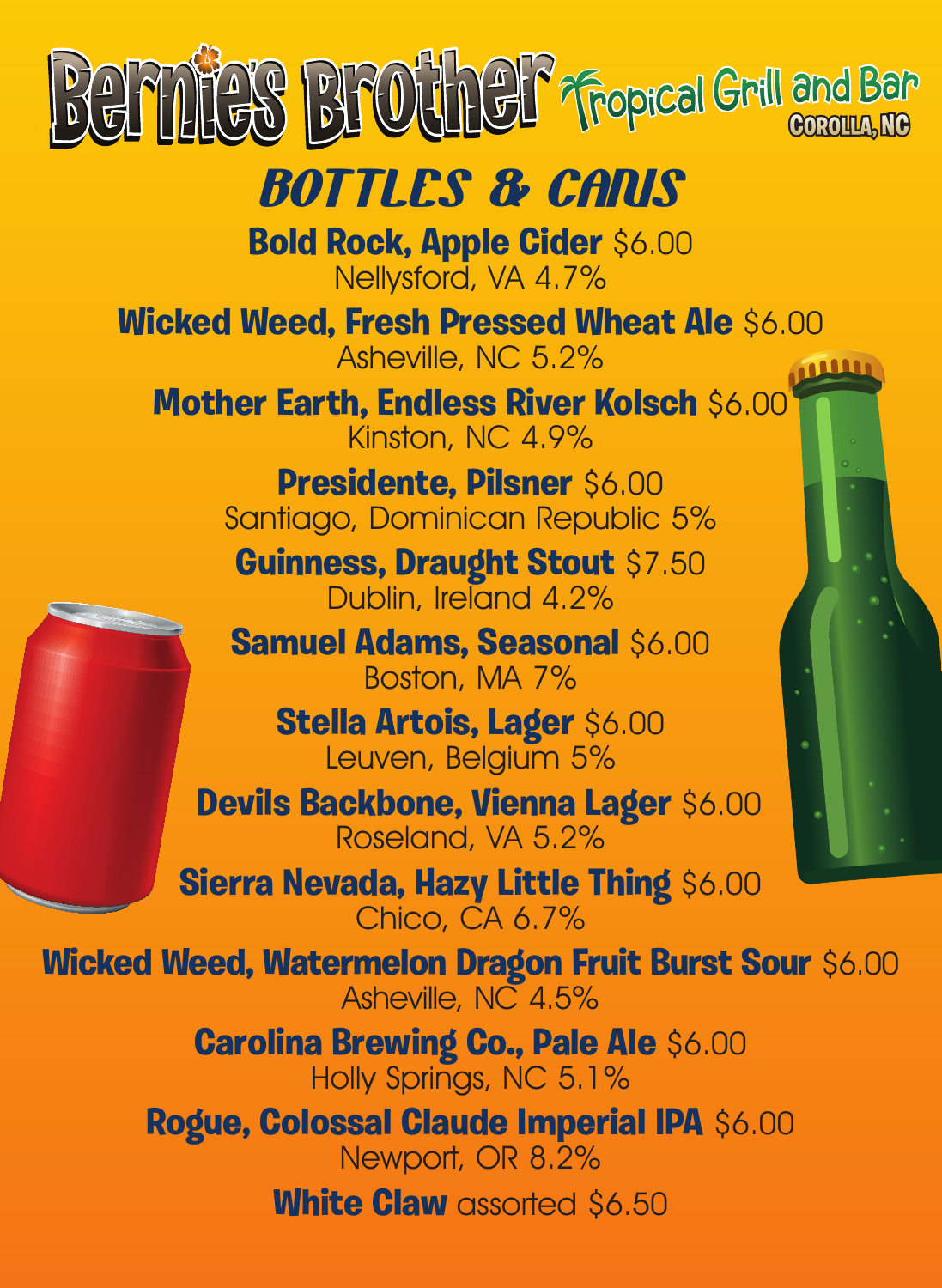# Bernie's Brother Tropical Grill and Bar

COROLLA, NC

## BOTTLES & CANS

**Bold Rock, Apple Cider** $6.00
Nellysford, VA 4.7%

**Wicked Weed, Fresh Pressed Wheat Ale** $6.00
Asheville, NC 5.2%

**Mother Earth, Endless River Kolsch** $6.00
Kinston, NC 4.9%

**Presidente, Pilsner** $6.00
Santiago, Dominican Republic 5%

**Guinness, Draught Stout** $7.50
Dublin, Ireland 4.2%

**Samuel Adams, Seasonal** $6.00
Boston, MA 7%

**Stella Artois, Lager** $6.00
Leuven, Belgium 5%

**Devils Backbone, Vienna Lager** $6.00
Roseland, VA 5.2%

**Sierra Nevada, Hazy Little Thing** $6.00
Chico, CA 6.7%

**Wicked Weed, Watermelon Dragon Fruit Burst Sour** $6.00
Asheville, NC 4.5%

**Carolina Brewing Co., Pale Ale** $6.00
Holly Springs, NC 5.1%

**Rogue, Colossal Claude Imperial IPA** $6.00
Newport, OR 8.2%

**White Claw** assorted $6.50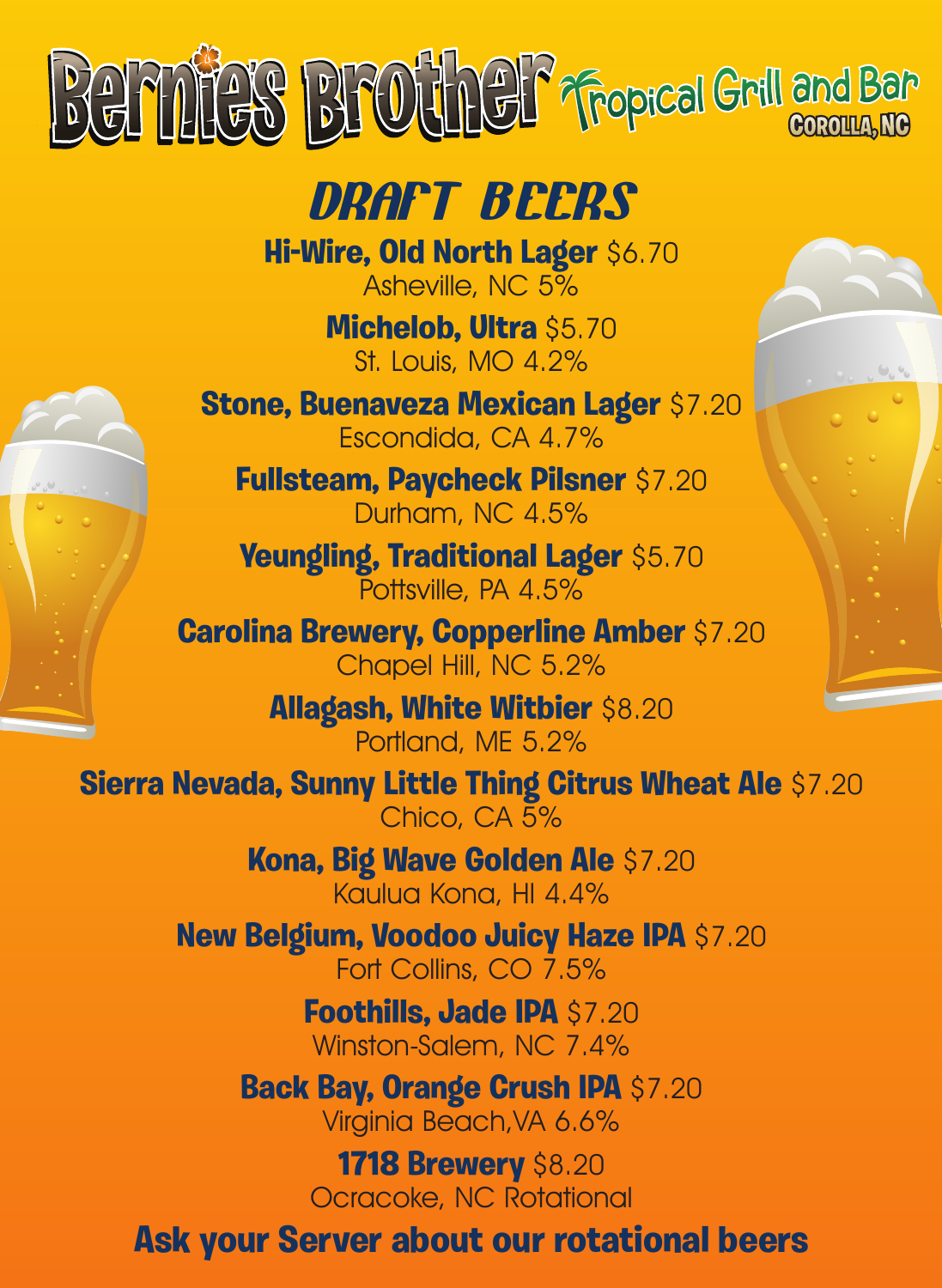# Bernie's Brother Tropical Grill and Bar

COROLLA, NC

## DRAFT BEERS

**Hi-Wire, Old North Lager** $6.70
Asheville, NC 5%

**Michelob, Ultra** $5.70
St. Louis, MO 4.2%

**Stone, Buenaveza Mexican Lager** $7.20
Escondida, CA 4.7%

**Fullsteam, Paycheck Pilsner** $7.20
Durham, NC 4.5%

**Yeungling, Traditional Lager** $5.70
Pottsville, PA 4.5%

**Carolina Brewery, Copperline Amber** $7.20
Chapel Hill, NC 5.2%

**Allagash, White Witbier** $8.20
Portland, ME 5.2%

**Sierra Nevada, Sunny Little Thing Citrus Wheat Ale** $7.20
Chico, CA 5%

**Kona, Big Wave Golden Ale** $7.20
Kaulua Kona, HI 4.4%

**New Belgium, Voodoo Juicy Haze IPA** $7.20
Fort Collins, CO 7.5%

**Foothills, Jade IPA** $7.20
Winston-Salem, NC 7.4%

**Back Bay, Orange Crush IPA** $7.20
Virginia Beach,VA 6.6%

**1718 Brewery** $8.20
Ocracoke, NC Rotational

**Ask your Server about our rotational beers**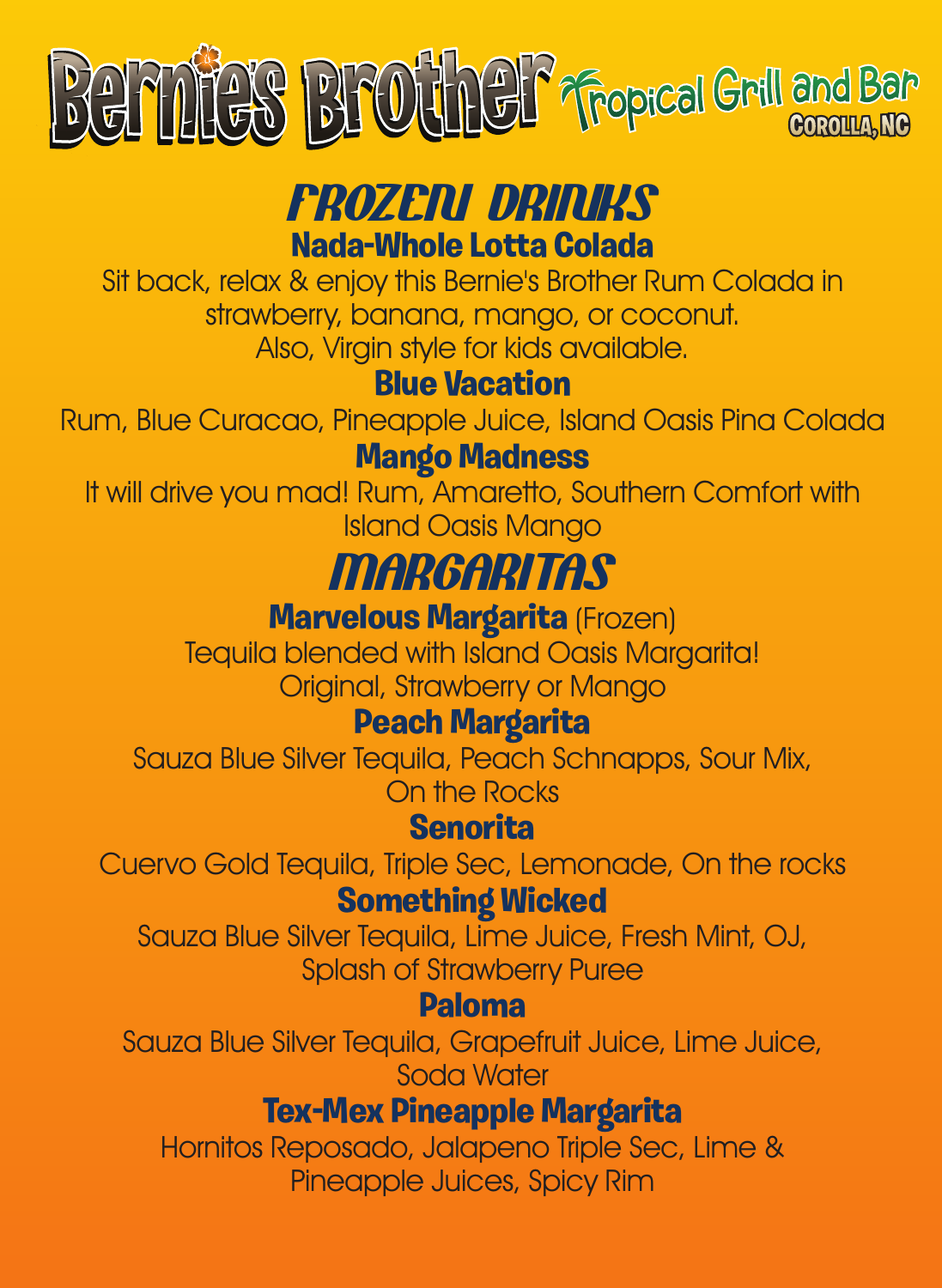# Bernie's Brother Tropical Grill and Bar

COROLLA, NC

## FROZEN DRINKS

### Nada-Whole Lotta Colada

Sit back, relax & enjoy this Bernie's Brother Rum Colada in strawberry, banana, mango, or coconut.
Also, Virgin style for kids available.

### Blue Vacation

Rum, Blue Curacao, Pineapple Juice, Island Oasis Pina Colada

### Mango Madness

It will drive you mad! Rum, Amaretto, Southern Comfort with Island Oasis Mango

## MARGARITAS

### Marvelous Margarita (Frozen)

Tequila blended with Island Oasis Margarita!
Original, Strawberry or Mango

### Peach Margarita

Sauza Blue Silver Tequila, Peach Schnapps, Sour Mix, On the Rocks

### Senorita

Cuervo Gold Tequila, Triple Sec, Lemonade, On the rocks

### Something Wicked

Sauza Blue Silver Tequila, Lime Juice, Fresh Mint, OJ, Splash of Strawberry Puree

### Paloma

Sauza Blue Silver Tequila, Grapefruit Juice, Lime Juice, Soda Water

### Tex-Mex Pineapple Margarita

Hornitos Reposado, Jalapeno Triple Sec, Lime & Pineapple Juices, Spicy Rim